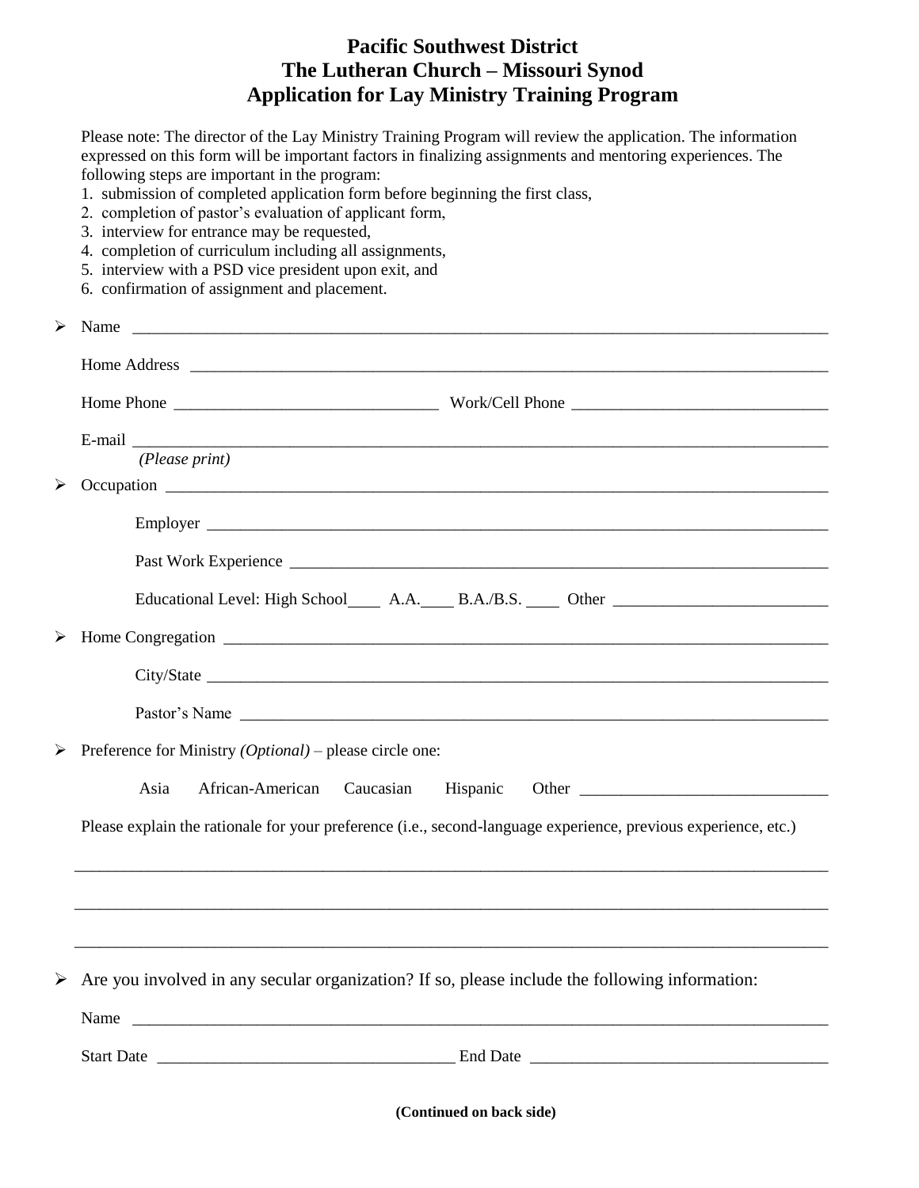# Pacific Southwest District
# The Lutheran Church – Missouri Synod
# Application for Lay Ministry Training Program

Please note: The director of the Lay Ministry Training Program will review the application. The information expressed on this form will be important factors in finalizing assignments and mentoring experiences. The following steps are important in the program:

1. submission of completed application form before beginning the first class,
2. completion of pastor's evaluation of applicant form,
3. interview for entrance may be requested,
4. completion of curriculum including all assignments,
5. interview with a PSD vice president upon exit, and
6. confirmation of assignment and placement.

- Name ______________________________________________

  Home Address ______________________________________________

  Home Phone ____________________ Work/Cell Phone ____________________

  E-mail ______________________________________________
  *(Please print)*

- Occupation ______________________________________________

  Employer ______________________________________________

  Past Work Experience ______________________________________________

  Educational Level: High School____ A.A.____ B.A./B.S. ____ Other ____________________

- Home Congregation ______________________________________________

  City/State ______________________________________________

  Pastor's Name ______________________________________________

- Preference for Ministry *(Optional)* – please circle one:

  Asia  African-American  Caucasian  Hispanic  Other ____________________

  Please explain the rationale for your preference (i.e., second-language experience, previous experience, etc.)

  ______________________________________________

  ______________________________________________

  ______________________________________________

- Are you involved in any secular organization? If so, please include the following information:

  Name ______________________________________________

  Start Date ____________________ End Date ____________________

**(Continued on back side)**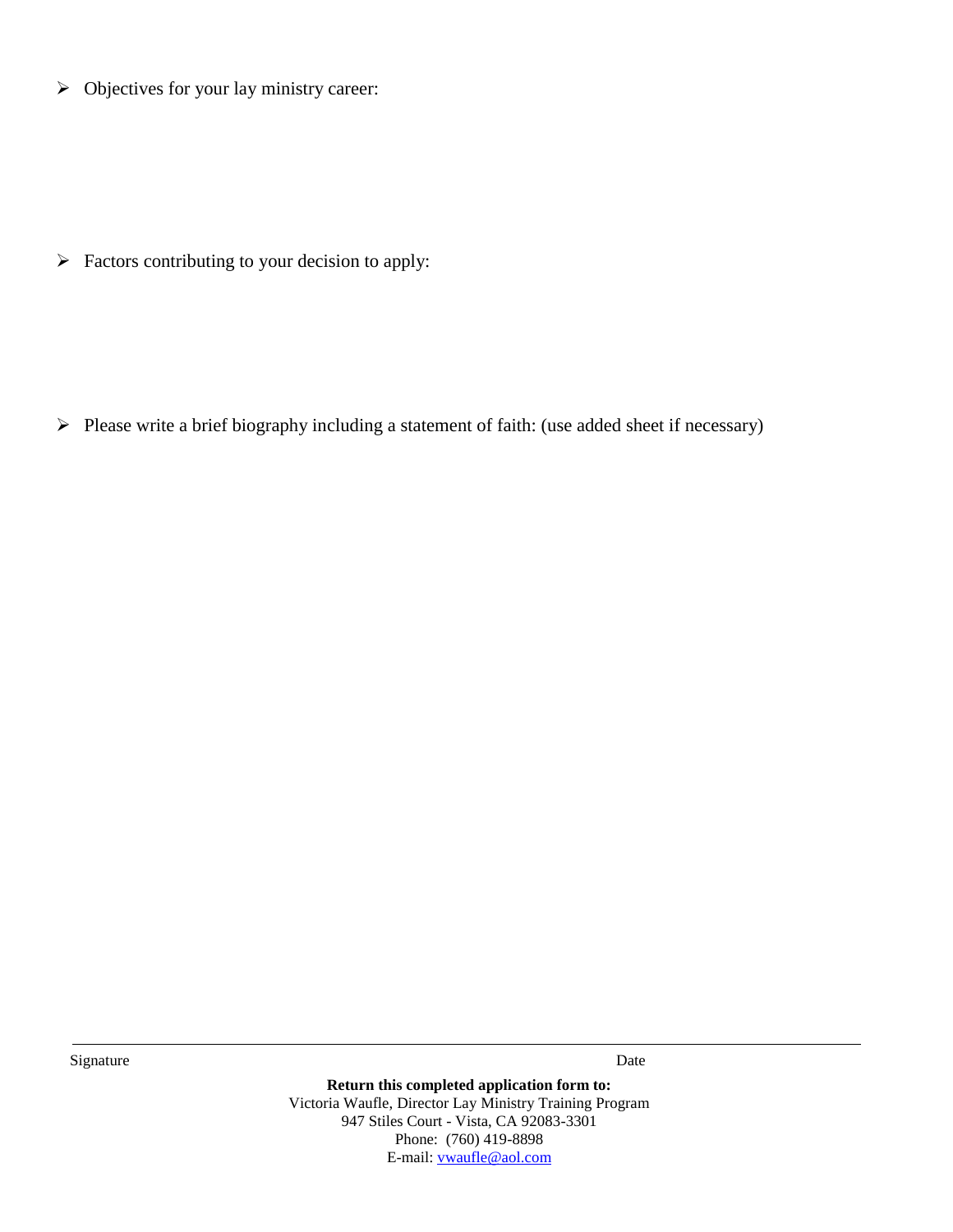- Objectives for your lay ministry career:

- Factors contributing to your decision to apply:

- Please write a brief biography including a statement of faith: (use added sheet if necessary)

Signature Date

**Return this completed application form to:**
Victoria Waufle, Director Lay Ministry Training Program
947 Stiles Court - Vista, CA 92083-3301
Phone: (760) 419-8898
E-mail: vwaufle@aol.com